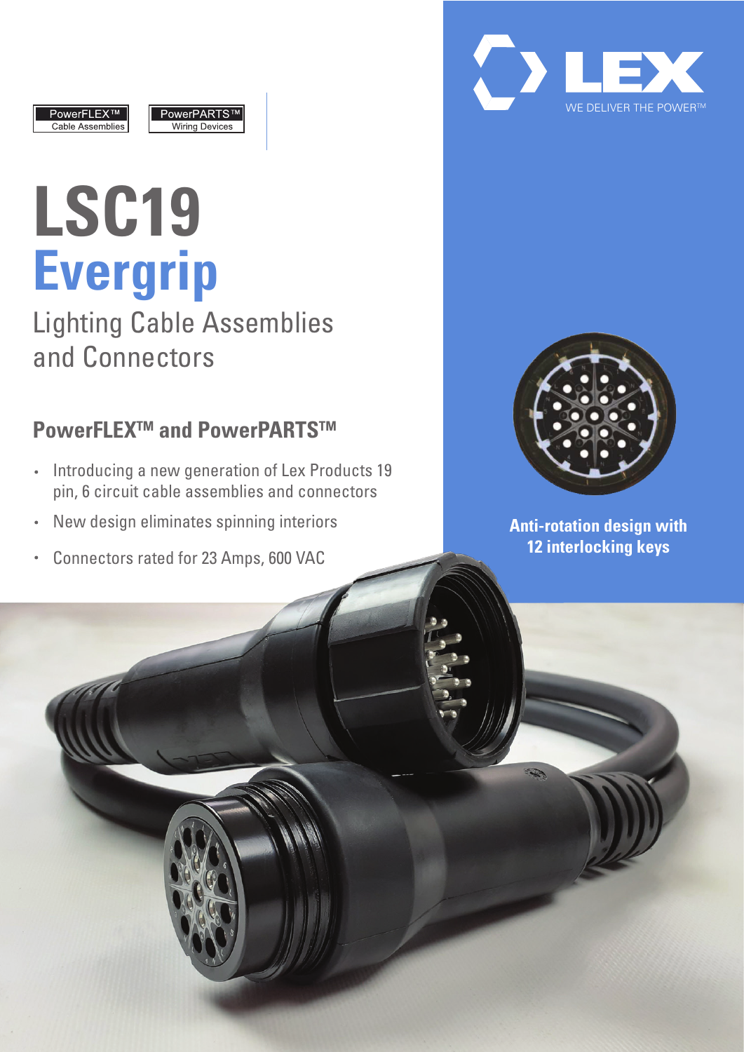PowerFLEX™
Cable Assemblies

PowerPARTS™
Wiring Devices

LEX
WE DELIVER THE POWER™

# LSC19 Evergrip

## Lighting Cable Assemblies and Connectors

### PowerFLEX™ and PowerPARTS™

- Introducing a new generation of Lex Products 19 pin, 6 circuit cable assemblies and connectors
- New design eliminates spinning interiors
- Connectors rated for 23 Amps, 600 VAC

**Anti-rotation design with 12 interlocking keys**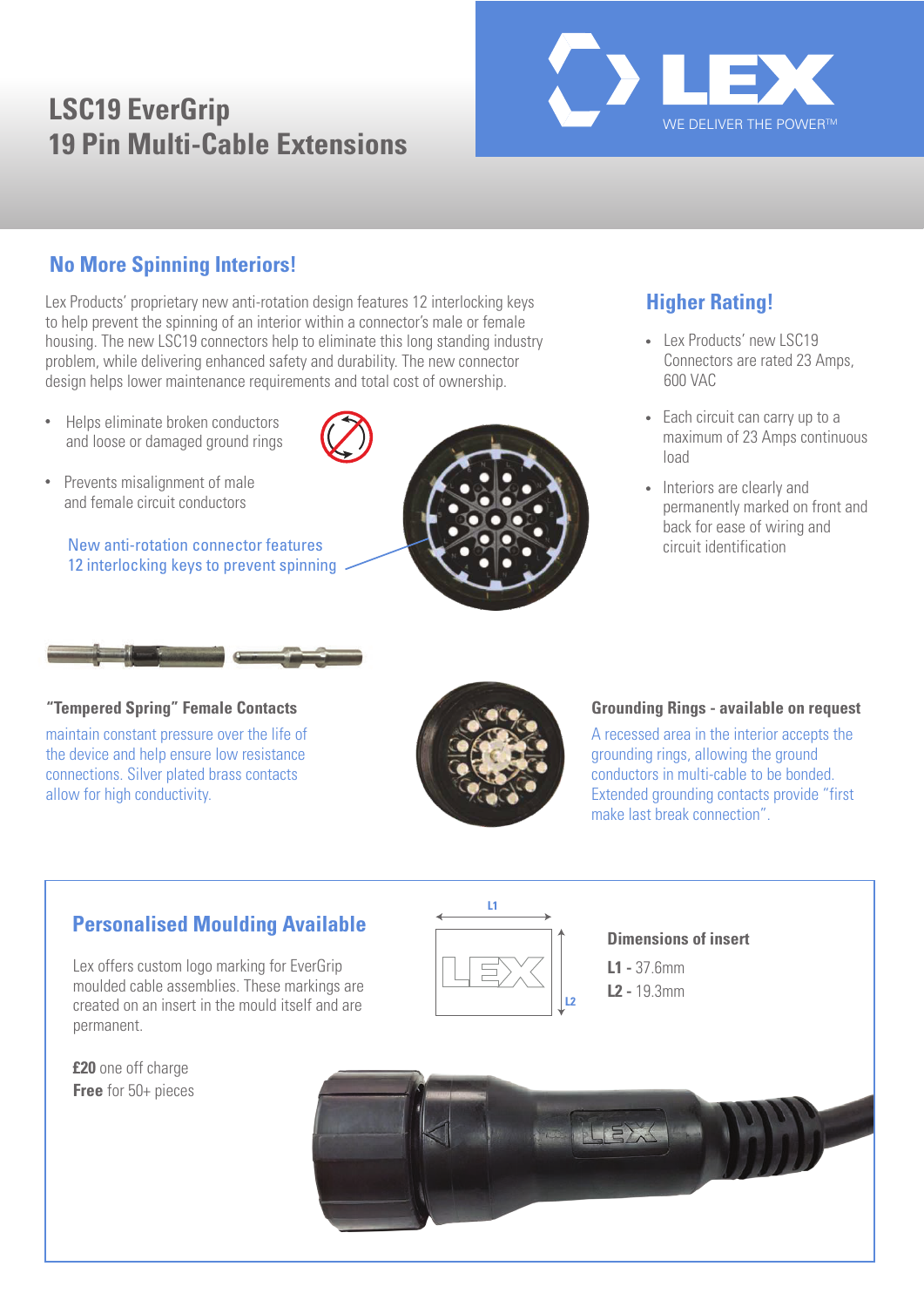# LSC19 EverGrip
# 19 Pin Multi-Cable Extensions

LEX

WE DELIVER THE POWER™

## No More Spinning Interiors!

Lex Products' proprietary new anti-rotation design features 12 interlocking keys to help prevent the spinning of an interior within a connector's male or female housing. The new LSC19 connectors help to eliminate this long standing industry problem, while delivering enhanced safety and durability. The new connector design helps lower maintenance requirements and total cost of ownership.

- Helps eliminate broken conductors and loose or damaged ground rings
- Prevents misalignment of male and female circuit conductors

New anti-rotation connector features 12 interlocking keys to prevent spinning

## Higher Rating!

- Lex Products' new LSC19 Connectors are rated 23 Amps, 600 VAC
- Each circuit can carry up to a maximum of 23 Amps continuous load
- Interiors are clearly and permanently marked on front and back for ease of wiring and circuit identification

### "Tempered Spring" Female Contacts

maintain constant pressure over the life of the device and help ensure low resistance connections. Silver plated brass contacts allow for high conductivity.

### Grounding Rings - available on request

A recessed area in the interior accepts the grounding rings, allowing the ground conductors in multi-cable to be bonded. Extended grounding contacts provide "first make last break connection".

## Personalised Moulding Available

Lex offers custom logo marking for EverGrip moulded cable assemblies. These markings are created on an insert in the mould itself and are permanent.

**£20** one off charge
**Free** for 50+ pieces

**Dimensions of insert**

**L1 -** 37.6mm
**L2 -** 19.3mm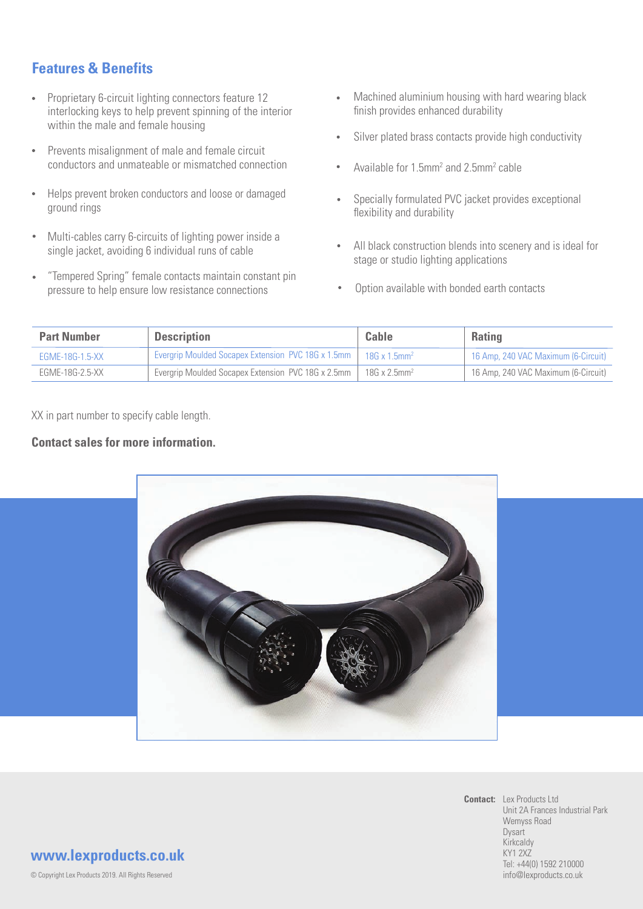## Features & Benefits

- Proprietary 6-circuit lighting connectors feature 12 interlocking keys to help prevent spinning of the interior within the male and female housing
- Prevents misalignment of male and female circuit conductors and unmateable or mismatched connection
- Helps prevent broken conductors and loose or damaged ground rings
- Multi-cables carry 6-circuits of lighting power inside a single jacket, avoiding 6 individual runs of cable
- "Tempered Spring" female contacts maintain constant pin pressure to help ensure low resistance connections
- Machined aluminium housing with hard wearing black finish provides enhanced durability
- Silver plated brass contacts provide high conductivity
- Available for 1.5mm² and 2.5mm² cable
- Specially formulated PVC jacket provides exceptional flexibility and durability
- All black construction blends into scenery and is ideal for stage or studio lighting applications
- Option available with bonded earth contacts

| Part Number | Description | Cable | Rating |
|---|---|---|---|
| EGME-18G-1.5-XX | Evergrip Moulded Socapex Extension PVC 18G x 1.5mm | 18G x 1.5mm² | 16 Amp, 240 VAC Maximum (6-Circuit) |
| EGME-18G-2.5-XX | Evergrip Moulded Socapex Extension PVC 18G x 2.5mm | 18G x 2.5mm² | 16 Amp, 240 VAC Maximum (6-Circuit) |

XX in part number to specify cable length.

**Contact sales for more information.**

**www.lexproducts.co.uk**

© Copyright Lex Products 2019. All Rights Reserved

**Contact:** Lex Products Ltd
Unit 2A Frances Industrial Park
Wemyss Road
Dysart
Kirkcaldy
KY1 2XZ
Tel: +44(0) 1592 210000
info@lexproducts.co.uk